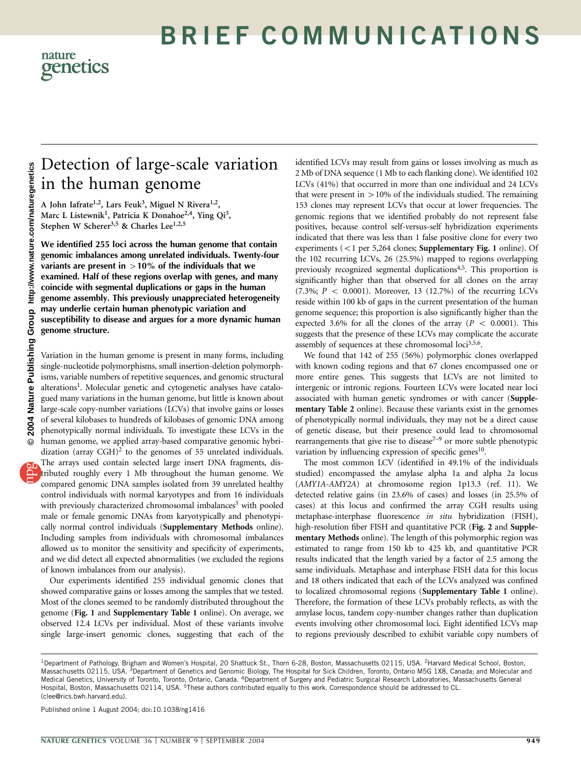# Detection of large-scale variation in the human genome

A John Iafrate[1,2], Lars Feuk[3], Miguel N Rivera[1,2], Marc L Listewnik[1], Patricia K Donahoe[2,4], Ying Qi[3], Stephen W Scherer[3,5] & Charles Lee[1,2,5]

**We identified 255 loci across the human genome that contain genomic imbalances among unrelated individuals. Twenty-four variants are present in >10% of the individuals that we examined. Half of these regions overlap with genes, and many coincide with segmental duplications or gaps in the human genome assembly. This previously unappreciated heterogeneity may underlie certain human phenotypic variation and susceptibility to disease and argues for a more dynamic human genome structure.**

Variation in the human genome is present in many forms, including single-nucleotide polymorphisms, small insertion-deletion polymorphisms, variable numbers of repetitive sequences, and genomic structural alterations[1]. Molecular genetic and cytogenetic analyses have catalogued many variations in the human genome, but little is known about large-scale copy-number variations (LCVs) that involve gains or losses of several kilobases to hundreds of kilobases of genomic DNA among phenotypically normal individuals. To investigate these LCVs in the human genome, we applied array-based comparative genomic hybridization (array CGH)[2] to the genomes of 55 unrelated individuals. The arrays used contain selected large insert DNA fragments, distributed roughly every 1 Mb throughout the human genome. We compared genomic DNA samples isolated from 39 unrelated healthy control individuals with normal karyotypes and from 16 individuals with previously characterized chromosomal imbalances[3] with pooled male or female genomic DNAs from karyotypically and phenotypically normal control individuals (**Supplementary Methods** online). Including samples from individuals with chromosomal imbalances allowed us to monitor the sensitivity and specificity of experiments, and we did detect all expected abnormalities (we excluded the regions of known imbalances from our analysis).

Our experiments identified 255 individual genomic clones that showed comparative gains or losses among the samples that we tested. Most of the clones seemed to be randomly distributed throughout the genome (**Fig. 1** and **Supplementary Table 1** online). On average, we observed 12.4 LCVs per individual. Most of these variants involve single large-insert genomic clones, suggesting that each of the identified LCVs may result from gains or losses involving as much as 2 Mb of DNA sequence (1 Mb to each flanking clone). We identified 102 LCVs (41%) that occurred in more than one individual and 24 LCVs that were present in >10% of the individuals studied. The remaining 153 clones may represent LCVs that occur at lower frequencies. The genomic regions that we identified probably do not represent false positives, because control self-versus-self hybridization experiments indicated that there was less than 1 false positive clone for every two experiments (<1 per 5,264 clones; **Supplementary Fig. 1** online). Of the 102 recurring LCVs, 26 (25.5%) mapped to regions overlapping previously recognized segmental duplications[4,5]. This proportion is significantly higher than that observed for all clones on the array (7.3%; $P < 0.0001$). Moreover, 13 (12.7%) of the recurring LCVs reside within 100 kb of gaps in the current presentation of the human genome sequence; this proportion is also significantly higher than the expected 3.6% for all the clones of the array ($P < 0.0001$). This suggests that the presence of these LCVs may complicate the accurate assembly of sequences at these chromosomal loci[3,5,6].

We found that 142 of 255 (56%) polymorphic clones overlapped with known coding regions and that 67 clones encompassed one or more entire genes. This suggests that LCVs are not limited to intergenic or intronic regions. Fourteen LCVs were located near loci associated with human genetic syndromes or with cancer (**Supplementary Table 2** online). Because these variants exist in the genomes of phenotypically normal individuals, they may not be a direct cause of genetic disease, but their presence could lead to chromosomal rearrangements that give rise to disease[7–9] or more subtle phenotypic variation by influencing expression of specific genes[10].

The most common LCV (identified in 49.1% of the individuals studied) encompassed the amylase alpha 1a and alpha 2a locus (*AMY1A-AMY2A*) at chromosome region 1p13.3 (ref. 11). We detected relative gains (in 23.6% of cases) and losses (in 25.5% of cases) at this locus and confirmed the array CGH results using metaphase-interphase fluorescence *in situ* hybridization (FISH), high-resolution fiber FISH and quantitative PCR (**Fig. 2** and **Supplementary Methods** online). The length of this polymorphic region was estimated to range from 150 kb to 425 kb, and quantitative PCR results indicated that the length varied by a factor of 2.5 among the same individuals. Metaphase and interphase FISH data for this locus and 18 others indicated that each of the LCVs analyzed was confined to localized chromosomal regions (**Supplementary Table 1** online). Therefore, the formation of these LCVs probably reflects, as with the amylase locus, tandem copy-number changes rather than duplication events involving other chromosomal loci. Eight identified LCVs map to regions previously described to exhibit variable copy numbers of

[1]Department of Pathology, Brigham and Women's Hospital, 20 Shattuck St., Thorn 6-28, Boston, Massachusetts 02115, USA. [2]Harvard Medical School, Boston, Massachusetts 02115, USA. [3]Department of Genetics and Genomic Biology, The Hospital for Sick Children, Toronto, Ontario M5G 1X8, Canada; and Molecular and Medical Genetics, University of Toronto, Toronto, Ontario, Canada. [4]Department of Surgery and Pediatric Surgical Research Laboratories, Massachusetts General Hospital, Boston, Massachusetts 02114, USA. [5]These authors contributed equally to this work. Correspondence should be addressed to CL. (clee@rics.bwh.harvard.edu).

Published online 1 August 2004; doi:10.1038/ng1416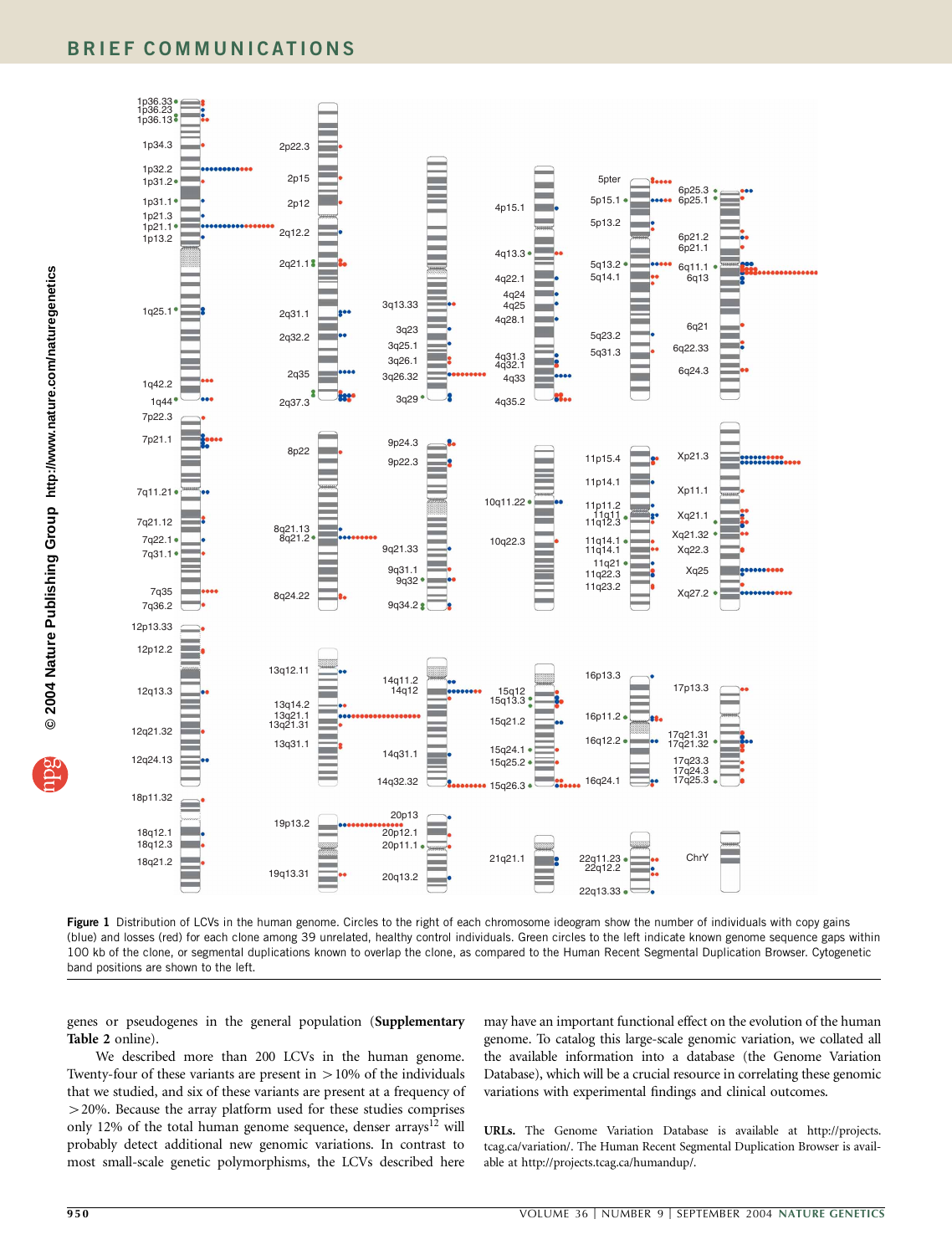**Figure 1** Distribution of LCVs in the human genome. Circles to the right of each chromosome ideogram show the number of individuals with copy gains (blue) and losses (red) for each clone among 39 unrelated, healthy control individuals. Green circles to the left indicate known genome sequence gaps within 100 kb of the clone, or segmental duplications known to overlap the clone, as compared to the Human Recent Segmental Duplication Browser. Cytogenetic band positions are shown to the left.

genes or pseudogenes in the general population (**Supplementary Table 2** online).

We described more than 200 LCVs in the human genome. Twenty-four of these variants are present in >10% of the individuals that we studied, and six of these variants are present at a frequency of >20%. Because the array platform used for these studies comprises only 12% of the total human genome sequence, denser arrays[12] will probably detect additional new genomic variations. In contrast to most small-scale genetic polymorphisms, the LCVs described here may have an important functional effect on the evolution of the human genome. To catalog this large-scale genomic variation, we collated all the available information into a database (the Genome Variation Database), which will be a crucial resource in correlating these genomic variations with experimental findings and clinical outcomes.

**URLs.** The Genome Variation Database is available at http://projects.tcag.ca/variation/. The Human Recent Segmental Duplication Browser is available at http://projects.tcag.ca/humandup/.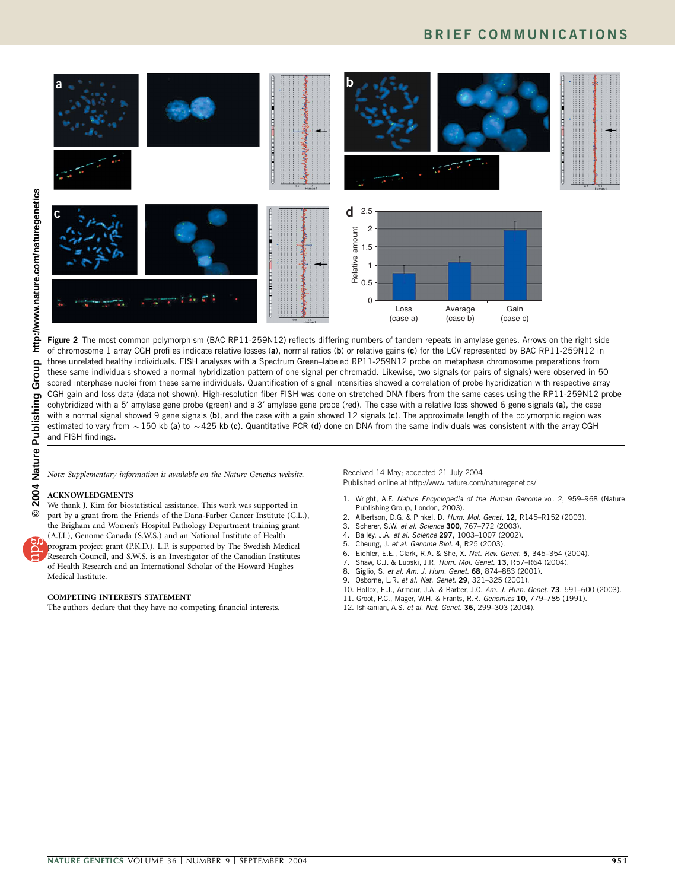d

Relative amount

2.5

2

1.5

1

0.5

0

Loss (case a)

Average (case b)

Gain (case c)

**Figure 2** The most common polymorphism (BAC RP11-259N12) reflects differing numbers of tandem repeats in amylase genes. Arrows on the right side of chromosome 1 array CGH profiles indicate relative losses (**a**), normal ratios (**b**) or relative gains (**c**) for the LCV represented by BAC RP11-259N12 in three unrelated healthy individuals. FISH analyses with a Spectrum Green–labeled RP11-259N12 probe on metaphase chromosome preparations from these same individuals showed a normal hybridization pattern of one signal per chromatid. Likewise, two signals (or pairs of signals) were observed in 50 scored interphase nuclei from these same individuals. Quantification of signal intensities showed a correlation of probe hybridization with respective array CGH gain and loss data (data not shown). High-resolution fiber FISH was done on stretched DNA fibers from the same cases using the RP11-259N12 probe cohybridized with a 5′ amylase gene probe (green) and a 3′ amylase gene probe (red). The case with a relative loss showed 6 gene signals (**a**), the case with a normal signal showed 9 gene signals (**b**), and the case with a gain showed 12 signals (**c**). The approximate length of the polymorphic region was estimated to vary from ~150 kb (**a**) to ~425 kb (**c**). Quantitative PCR (**d**) done on DNA from the same individuals was consistent with the array CGH and FISH findings.

*Note: Supplementary information is available on the Nature Genetics website.*

## ACKNOWLEDGMENTS

We thank J. Kim for biostatistical assistance. This work was supported in part by a grant from the Friends of the Dana-Farber Cancer Institute (C.L.), the Brigham and Women's Hospital Pathology Department training grant (A.J.I.), Genome Canada (S.W.S.) and an National Institute of Health program project grant (P.K.D.). L.F. is supported by The Swedish Medical Research Council, and S.W.S. is an Investigator of the Canadian Institutes of Health Research and an International Scholar of the Howard Hughes Medical Institute.

## COMPETING INTERESTS STATEMENT

The authors declare that they have no competing financial interests.

Received 14 May; accepted 21 July 2004
Published online at http://www.nature.com/naturegenetics/

1. Wright, A.F. *Nature Encyclopedia of the Human Genome* vol. 2, 959–968 (Nature Publishing Group, London, 2003).
2. Albertson, D.G. & Pinkel, D. *Hum. Mol. Genet.* **12**, R145–R152 (2003).
3. Scherer, S.W. *et al. Science* **300**, 767–772 (2003).
4. Bailey, J.A. *et al. Science* **297**, 1003–1007 (2002).
5. Cheung, J. *et al. Genome Biol.* **4**, R25 (2003).
6. Eichler, E.E., Clark, R.A. & She, X. *Nat. Rev. Genet.* **5**, 345–354 (2004).
7. Shaw, C.J. & Lupski, J.R. *Hum. Mol. Genet.* **13**, R57–R64 (2004).
8. Giglio, S. *et al. Am. J. Hum. Genet.* **68**, 874–883 (2001).
9. Osborne, L.R. *et al. Nat. Genet.* **29**, 321–325 (2001).
10. Hollox, E.J., Armour, J.A. & Barber, J.C. *Am. J. Hum. Genet.* **73**, 591–600 (2003).
11. Groot, P.C., Mager, W.H. & Frants, R.R. *Genomics* **10**, 779–785 (1991).
12. Ishkanian, A.S. *et al. Nat. Genet.* **36**, 299–303 (2004).